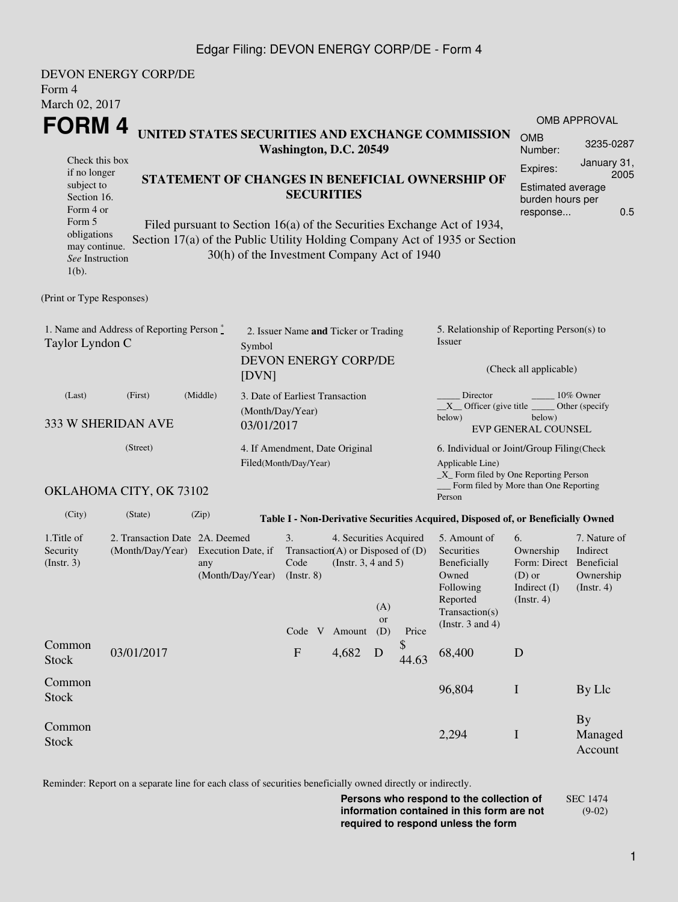Edgar Filing: DEVON ENERGY CORP/DE - Form 4

DEVON ENERGY CORP/DE
Form 4
March 02, 2017

# FORM 4

**UNITED STATES SECURITIES AND EXCHANGE COMMISSION**
**Washington, D.C. 20549**

**STATEMENT OF CHANGES IN BENEFICIAL OWNERSHIP OF SECURITIES**

Filed pursuant to Section 16(a) of the Securities Exchange Act of 1934, Section 17(a) of the Public Utility Holding Company Act of 1935 or Section 30(h) of the Investment Company Act of 1940

Check this box if no longer subject to Section 16. Form 4 or Form 5 obligations may continue. *See* Instruction 1(b).

OMB APPROVAL

| | |
|---|---|
| OMB Number: | 3235-0287 |
| Expires: | January 31, 2005 |
| Estimated average burden hours per response... | 0.5 |

(Print or Type Responses)

1. Name and Address of Reporting Person *
Taylor Lyndon C

(Last) (First) (Middle)

333 W SHERIDAN AVE

(Street)

OKLAHOMA CITY, OK 73102

(City) (State) (Zip)

2. Issuer Name **and** Ticker or Trading Symbol
DEVON ENERGY CORP/DE [DVN]

3. Date of Earliest Transaction (Month/Day/Year)
03/01/2017

4. If Amendment, Date Original Filed(Month/Day/Year)

5. Relationship of Reporting Person(s) to Issuer

(Check all applicable)

_____ Director _____ 10% Owner
__X__ Officer (give title below) _____ Other (specify below)
EVP GENERAL COUNSEL

6. Individual or Joint/Group Filing(Check Applicable Line)
_X_ Form filed by One Reporting Person
___ Form filed by More than One Reporting Person

**Table I - Non-Derivative Securities Acquired, Disposed of, or Beneficially Owned**

| 1.Title of Security (Instr. 3) | 2. Transaction Date (Month/Day/Year) | 2A. Deemed Execution Date, if any (Month/Day/Year) | 3. Transaction Code (Instr. 8) | | 4. Securities Acquired (A) or Disposed of (D) (Instr. 3, 4 and 5) | | | 5. Amount of Securities Beneficially Owned Following Reported Transaction(s) (Instr. 3 and 4) | 6. Ownership Form: Direct (D) or Indirect (I) (Instr. 4) | 7. Nature of Indirect Beneficial Ownership (Instr. 4) |
|---|---|---|---|---|---|---|---|---|---|---|
| | | | Code | V | Amount | (A) or (D) | Price | | | |
| Common Stock | 03/01/2017 | | F | | 4,682 | D | $ 44.63 | 68,400 | D | |
| Common Stock | | | | | | | | 96,804 | I | By Llc |
| Common Stock | | | | | | | | 2,294 | I | By Managed Account |

Reminder: Report on a separate line for each class of securities beneficially owned directly or indirectly.

**Persons who respond to the collection of information contained in this form are not required to respond unless the form**

SEC 1474 (9-02)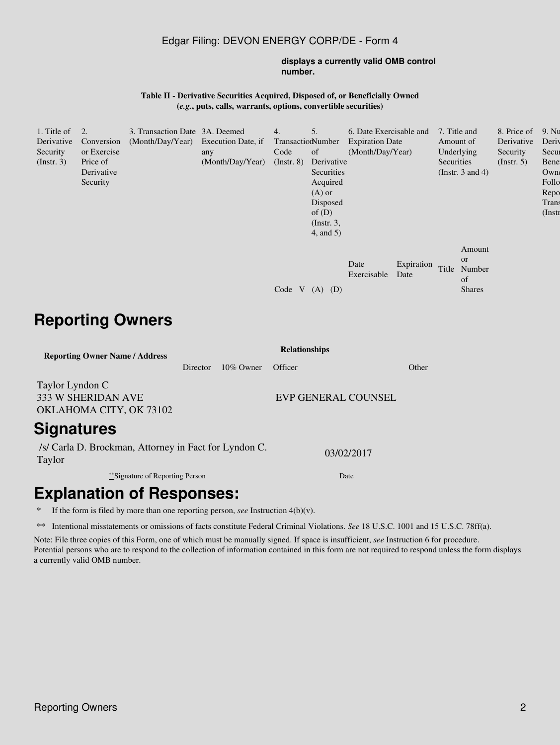displays a currently valid OMB control number.

**Table II - Derivative Securities Acquired, Disposed of, or Beneficially Owned (*e.g.*, puts, calls, warrants, options, convertible securities)**

| 1. Title of Derivative Security (Instr. 3) | 2. Conversion or Exercise Price of Derivative Security | 3. Transaction Date (Month/Day/Year) | 3A. Deemed Execution Date, if any (Month/Day/Year) | 4. Transaction Code (Instr. 8) | | 5. Number of Derivative Securities Acquired (A) or Disposed of (D) (Instr. 3, 4, and 5) | | 6. Date Exercisable and Expiration Date (Month/Day/Year) | | 7. Title and Amount of Underlying Securities (Instr. 3 and 4) | | 8. Price of Derivative Security (Instr. 5) | 9. Nu Deriv Secur Bene Owne Follo Repo Trans (Instr |
|---|---|---|---|---|---|---|---|---|---|---|---|---|---|
| | | | | Code | V | (A) | (D) | Date Exercisable | Expiration Date | Title | Amount or Number of Shares | | |

## Reporting Owners

| Reporting Owner Name / Address | Relationships | | | |
|---|---|---|---|---|
| | Director | 10% Owner | Officer | Other |
| Taylor Lyndon C<br>333 W SHERIDAN AVE<br>OKLAHOMA CITY, OK 73102 | | | EVP GENERAL COUNSEL | |

## Signatures

| | |
|---|---|
| /s/ Carla D. Brockman, Attorney in Fact for Lyndon C. Taylor | 03/02/2017 |
| **Signature of Reporting Person | Date |

## Explanation of Responses:

\* If the form is filed by more than one reporting person, *see* Instruction 4(b)(v).

** Intentional misstatements or omissions of facts constitute Federal Criminal Violations. *See* 18 U.S.C. 1001 and 15 U.S.C. 78ff(a).

Note: File three copies of this Form, one of which must be manually signed. If space is insufficient, *see* Instruction 6 for procedure.
Potential persons who are to respond to the collection of information contained in this form are not required to respond unless the form displays a currently valid OMB number.